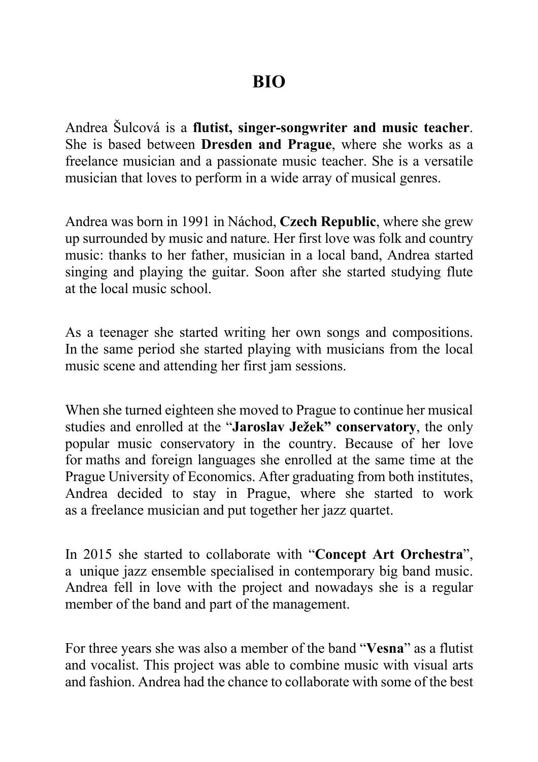# BIO

Andrea Šulcová is a **flutist, singer-songwriter and music teacher**. She is based between **Dresden and Prague**, where she works as a freelance musician and a passionate music teacher. She is a versatile musician that loves to perform in a wide array of musical genres.

Andrea was born in 1991 in Náchod, **Czech Republic**, where she grew up surrounded by music and nature. Her first love was folk and country music: thanks to her father, musician in a local band, Andrea started singing and playing the guitar. Soon after she started studying flute at the local music school.

As a teenager she started writing her own songs and compositions. In the same period she started playing with musicians from the local music scene and attending her first jam sessions.

When she turned eighteen she moved to Prague to continue her musical studies and enrolled at the "**Jaroslav Ježek" conservatory**, the only popular music conservatory in the country. Because of her love for maths and foreign languages she enrolled at the same time at the Prague University of Economics. After graduating from both institutes, Andrea decided to stay in Prague, where she started to work as a freelance musician and put together her jazz quartet.

In 2015 she started to collaborate with "**Concept Art Orchestra**", a unique jazz ensemble specialised in contemporary big band music. Andrea fell in love with the project and nowadays she is a regular member of the band and part of the management.

For three years she was also a member of the band "**Vesna**" as a flutist and vocalist. This project was able to combine music with visual arts and fashion. Andrea had the chance to collaborate with some of the best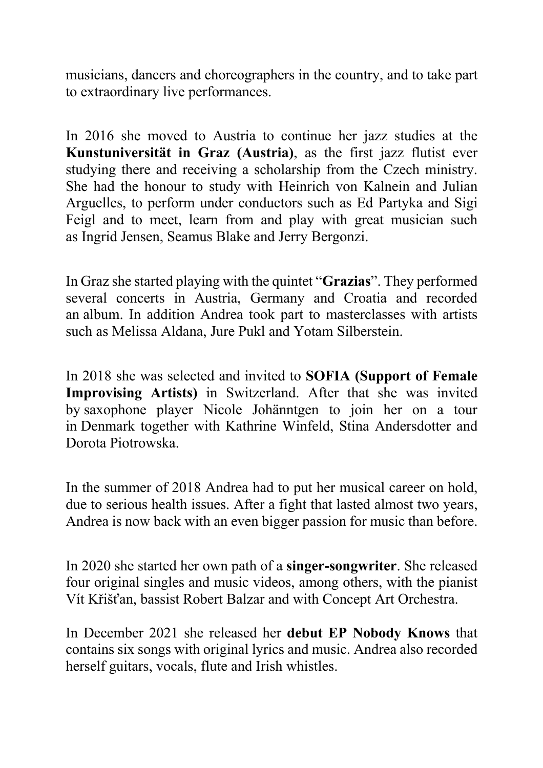musicians, dancers and choreographers in the country, and to take part to extraordinary live performances.

In 2016 she moved to Austria to continue her jazz studies at the **Kunstuniversität in Graz (Austria)**, as the first jazz flutist ever studying there and receiving a scholarship from the Czech ministry. She had the honour to study with Heinrich von Kalnein and Julian Arguelles, to perform under conductors such as Ed Partyka and Sigi Feigl and to meet, learn from and play with great musician such as Ingrid Jensen, Seamus Blake and Jerry Bergonzi.

In Graz she started playing with the quintet "**Grazias**". They performed several concerts in Austria, Germany and Croatia and recorded an album. In addition Andrea took part to masterclasses with artists such as Melissa Aldana, Jure Pukl and Yotam Silberstein.

In 2018 she was selected and invited to **SOFIA (Support of Female Improvising Artists)** in Switzerland. After that she was invited by saxophone player Nicole Johänntgen to join her on a tour in Denmark together with Kathrine Winfeld, Stina Andersdotter and Dorota Piotrowska.

In the summer of 2018 Andrea had to put her musical career on hold, due to serious health issues. After a fight that lasted almost two years, Andrea is now back with an even bigger passion for music than before.

In 2020 she started her own path of a **singer-songwriter**. She released four original singles and music videos, among others, with the pianist Vít Křišťan, bassist Robert Balzar and with Concept Art Orchestra.

In December 2021 she released her **debut EP Nobody Knows** that contains six songs with original lyrics and music. Andrea also recorded herself guitars, vocals, flute and Irish whistles.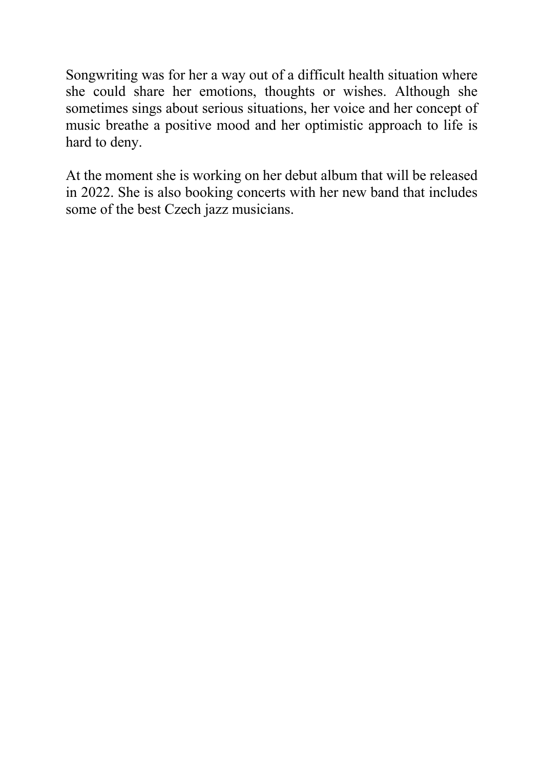Songwriting was for her a way out of a difficult health situation where she could share her emotions, thoughts or wishes. Although she sometimes sings about serious situations, her voice and her concept of music breathe a positive mood and her optimistic approach to life is hard to deny.

At the moment she is working on her debut album that will be released in 2022. She is also booking concerts with her new band that includes some of the best Czech jazz musicians.